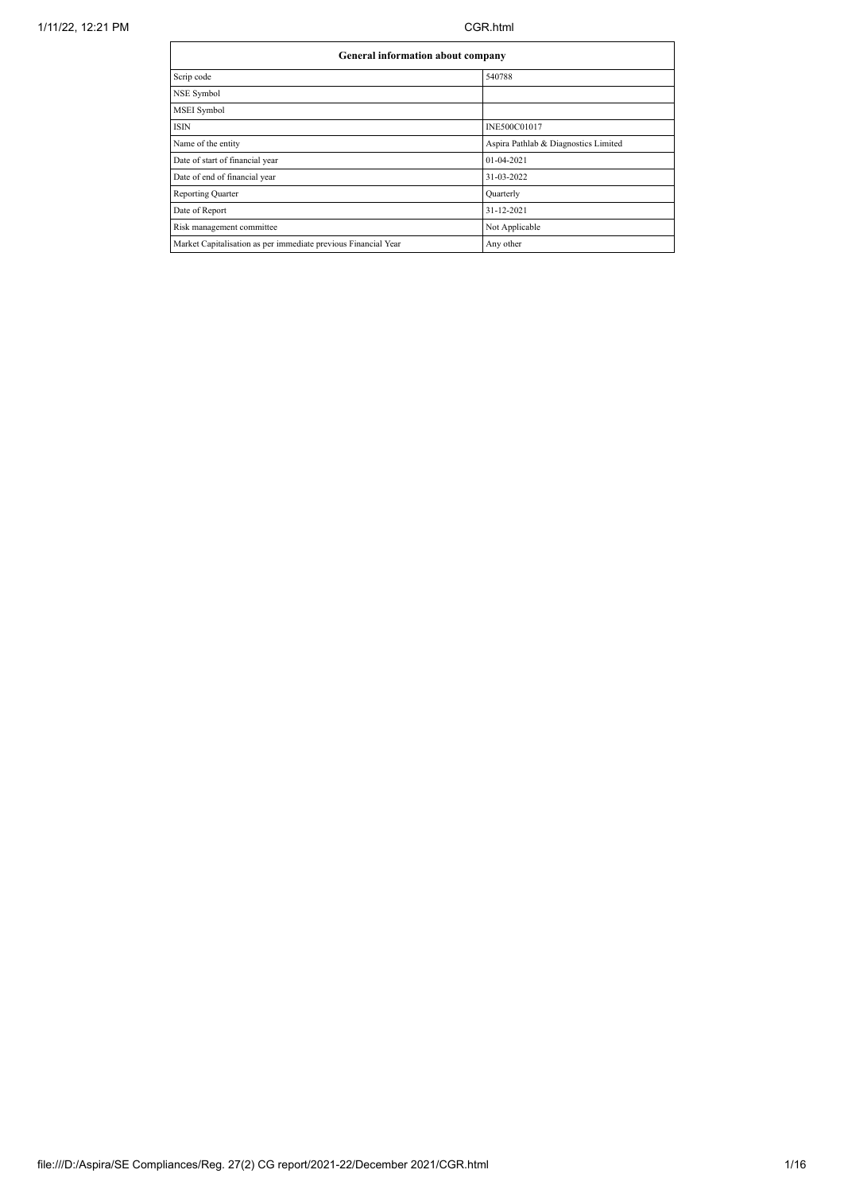| General information about company | |
| --- | --- |
| Scrip code | 540788 |
| NSE Symbol | |
| MSEI Symbol | |
| ISIN | INE500C01017 |
| Name of the entity | Aspira Pathlab & Diagnostics Limited |
| Date of start of financial year | 01-04-2021 |
| Date of end of financial year | 31-03-2022 |
| Reporting Quarter | Quarterly |
| Date of Report | 31-12-2021 |
| Risk management committee | Not Applicable |
| Market Capitalisation as per immediate previous Financial Year | Any other |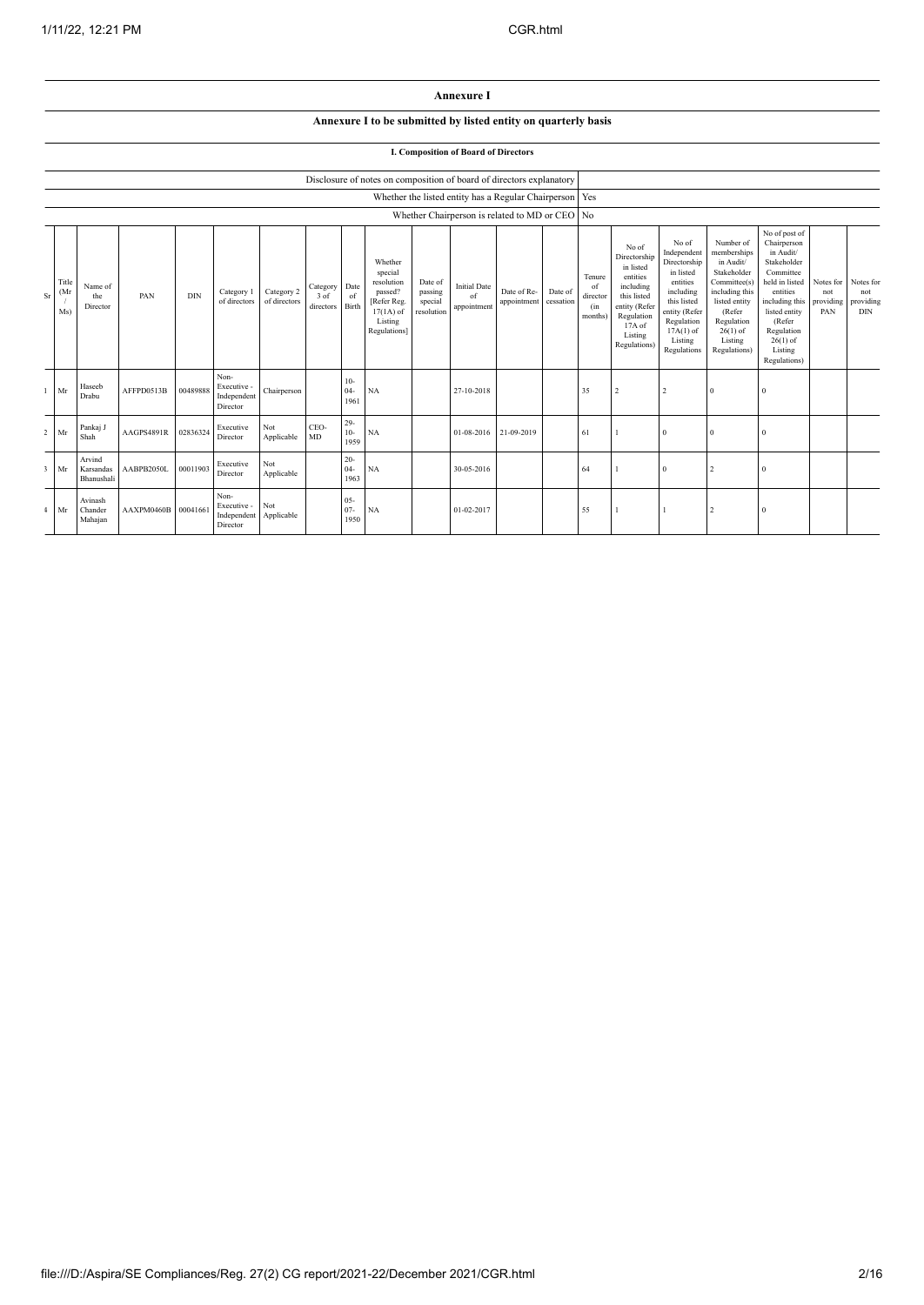## Annexure I

### Annexure I to be submitted by listed entity on quarterly basis

#### I. Composition of Board of Directors

| Disclosure of notes on composition of board of directors explanatory | |
|---|---|
| Whether the listed entity has a Regular Chairperson | Yes |
| Whether Chairperson is related to MD or CEO | No |

| Sr | Title (Mr / Ms) | Name of the Director | PAN | DIN | Category 1 of directors | Category 2 of directors | Category 3 of directors | Date of Birth | Whether special resolution passed? [Refer Reg. 17(1A) of Listing Regulations] | Date of passing special resolution | Initial Date of appointment | Date of Re-appointment | Date of cessation | Tenure of director (in months) | No of Directorship in listed entities including this listed entity (Refer Regulation 17A of Listing Regulations) | No of Independent Directorship in listed entities including this listed entity (Refer Regulation 17A(1) of Listing Regulations | Number of memberships in Audit/ Stakeholder Committee(s) including this listed entity (Refer Regulation 26(1) of Listing Regulations) | No of post of Chairperson in Audit/ Stakeholder Committee held in listed entities including this listed entity (Refer Regulation 26(1) of Listing Regulations) | Notes for not providing PAN | Notes for not providing DIN |
|---|---|---|---|---|---|---|---|---|---|---|---|---|---|---|---|---|---|---|---|---|
| 1 | Mr | Haseeb Drabu | AFFPD0513B | 00489888 | Non-Executive - Independent Director | Chairperson | | 10-04-1961 | NA | | 27-10-2018 | | | 35 | 2 | 2 | 0 | 0 | | |
| 2 | Mr | Pankaj J Shah | AAGPS4891R | 02836324 | Executive Director | Not Applicable | CEO-MD | 29-10-1959 | NA | | 01-08-2016 | 21-09-2019 | | 61 | 1 | 0 | 0 | 0 | | |
| 3 | Mr | Arvind Karsandas Bhanushali | AABPB2050L | 00011903 | Executive Director | Not Applicable | | 20-04-1963 | NA | | 30-05-2016 | | | 64 | 1 | 0 | 2 | 0 | | |
| 4 | Mr | Avinash Chander Mahajan | AAXPM0460B | 00041661 | Non-Executive - Independent Director | Not Applicable | | 05-07-1950 | NA | | 01-02-2017 | | | 55 | 1 | 1 | 2 | 0 | | |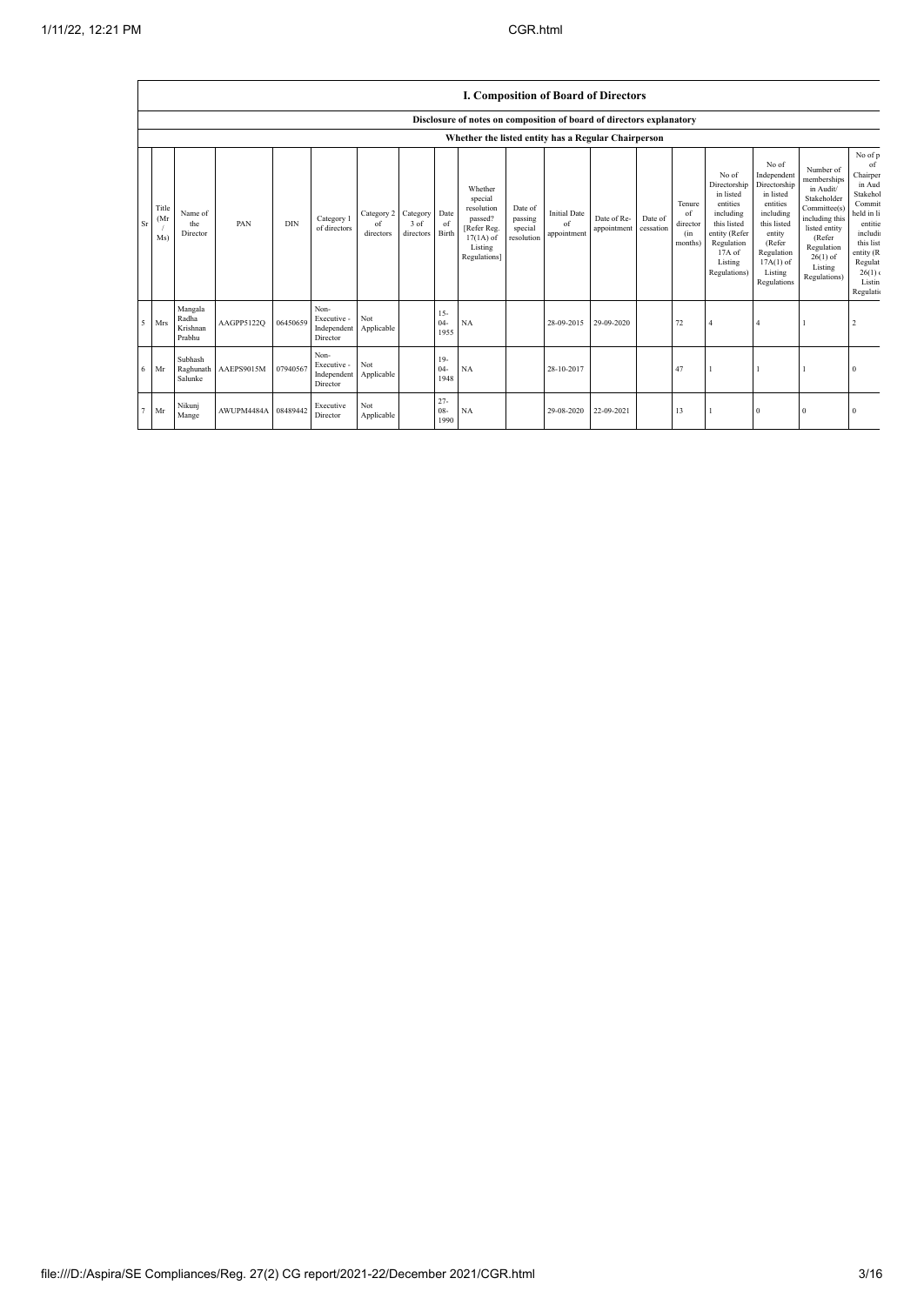## I. Composition of Board of Directors

**Disclosure of notes on composition of board of directors explanatory**

**Whether the listed entity has a Regular Chairperson**

| Sr | Title (Mr / Ms) | Name of the Director | PAN | DIN | Category 1 of directors | Category 2 of directors | Category 3 of directors | Date of Birth | Whether special resolution passed? [Refer Reg. 17(1A) of Listing Regulations] | Date of passing special resolution | Initial Date of appointment | Date of Re-appointment | Date of cessation | Tenure of director (in months) | No of Directorship in listed entities including this listed entity (Refer Regulation 17A of Listing Regulations) | No of Independent Directorship in listed entities including this listed entity (Refer Regulation 17A(1) of Listing Regulations | Number of memberships in Audit/ Stakeholder Committee(s) including this listed entity (Refer Regulation 26(1) of Listing Regulations) | No of post of Chairperson in Audit/ Stakeholder Committee held in listed entities including this listed entity (Refer Regulation 26(1) of Listing Regulations) |
|---|---|---|---|---|---|---|---|---|---|---|---|---|---|---|---|---|---|---|
| 5 | Mrs | Mangala Radha Krishnan Prabhu | AAGPP5122Q | 06450659 | Non-Executive - Independent Director | Not Applicable | | 15-04-1955 | NA | | 28-09-2015 | 29-09-2020 | | 72 | 4 | 4 | 1 | 2 |
| 6 | Mr | Subhash Raghunath Salunke | AAEPS9015M | 07940567 | Non-Executive - Independent Director | Not Applicable | | 19-04-1948 | NA | | 28-10-2017 | | | 47 | 1 | 1 | 1 | 0 |
| 7 | Mr | Nikunj Mange | AWUPM4484A | 08489442 | Executive Director | Not Applicable | | 27-08-1990 | NA | | 29-08-2020 | 22-09-2021 | | 13 | 1 | 0 | 0 | 0 |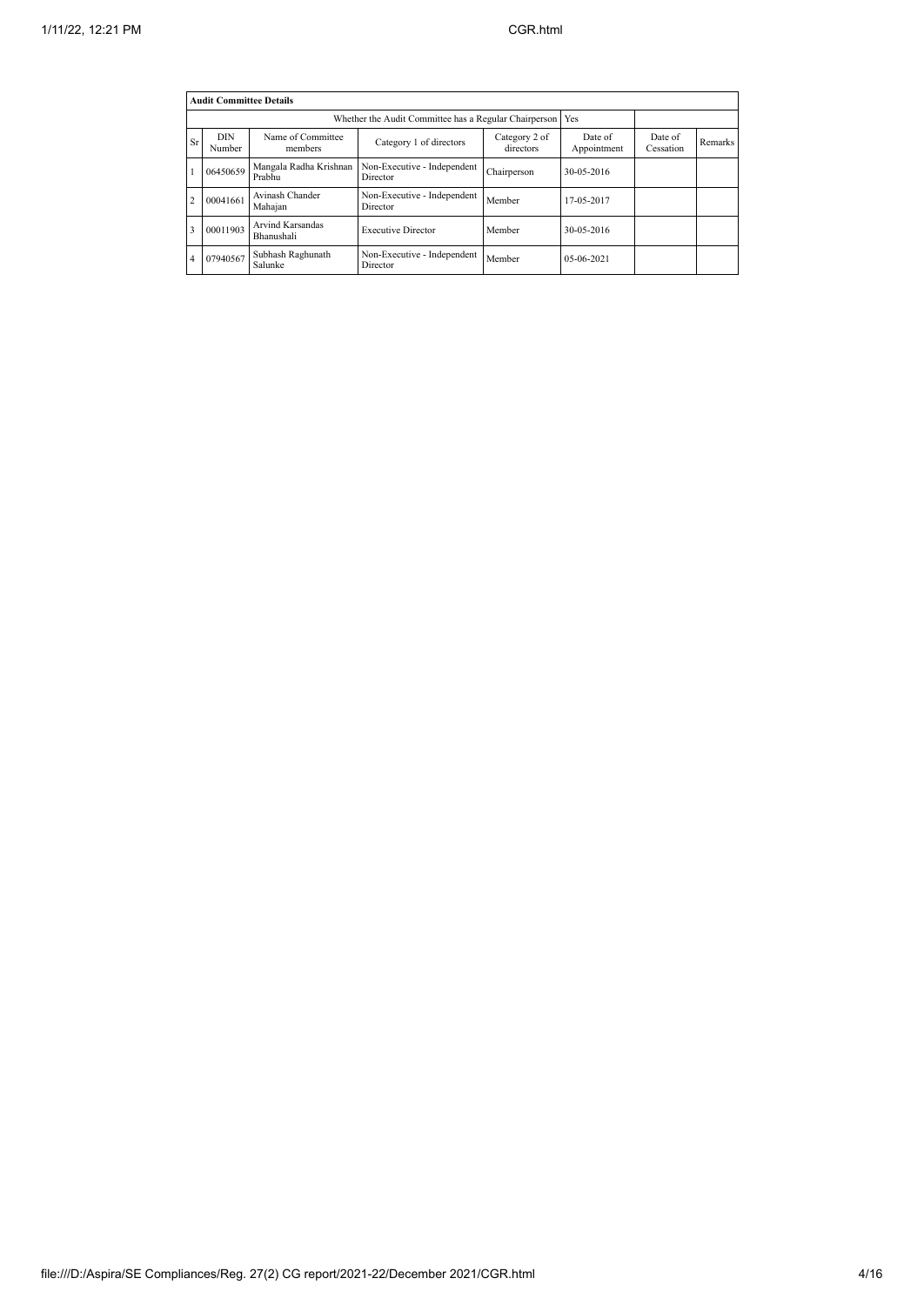| Audit Committee Details | | | | | | | |
|---|---|---|---|---|---|---|---|
| Whether the Audit Committee has a Regular Chairperson | | | | | Yes | | |
| Sr | DIN Number | Name of Committee members | Category 1 of directors | Category 2 of directors | Date of Appointment | Date of Cessation | Remarks |
| 1 | 06450659 | Mangala Radha Krishnan Prabhu | Non-Executive - Independent Director | Chairperson | 30-05-2016 | | |
| 2 | 00041661 | Avinash Chander Mahajan | Non-Executive - Independent Director | Member | 17-05-2017 | | |
| 3 | 00011903 | Arvind Karsandas Bhanushali | Executive Director | Member | 30-05-2016 | | |
| 4 | 07940567 | Subhash Raghunath Salunke | Non-Executive - Independent Director | Member | 05-06-2021 | | |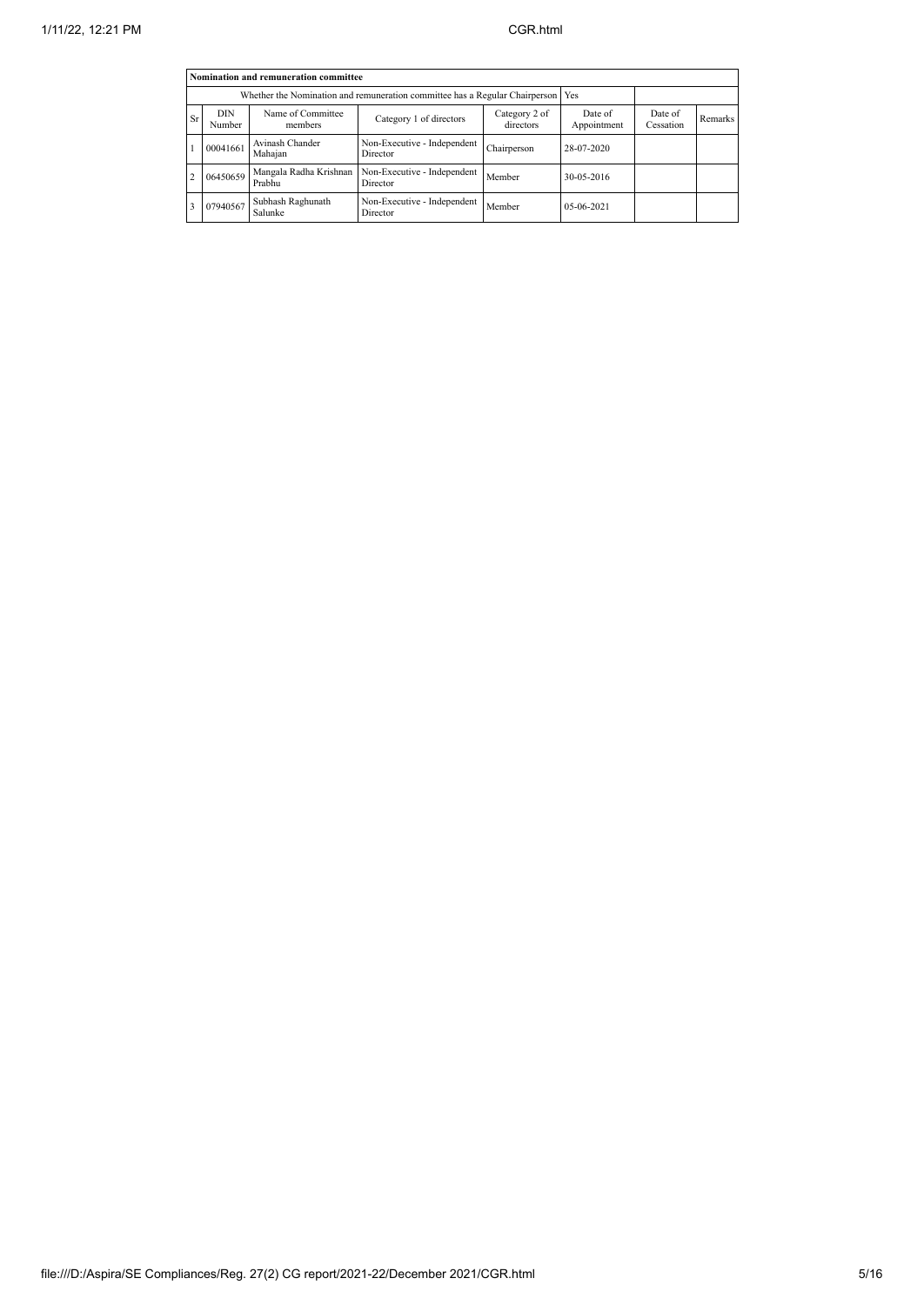| Nomination and remuneration committee | | | | | | | |
|---|---|---|---|---|---|---|---|
| Whether the Nomination and remuneration committee has a Regular Chairperson | | | | | Yes | | |
| Sr | DIN Number | Name of Committee members | Category 1 of directors | Category 2 of directors | Date of Appointment | Date of Cessation | Remarks |
| 1 | 00041661 | Avinash Chander Mahajan | Non-Executive - Independent Director | Chairperson | 28-07-2020 | | |
| 2 | 06450659 | Mangala Radha Krishnan Prabhu | Non-Executive - Independent Director | Member | 30-05-2016 | | |
| 3 | 07940567 | Subhash Raghunath Salunke | Non-Executive - Independent Director | Member | 05-06-2021 | | |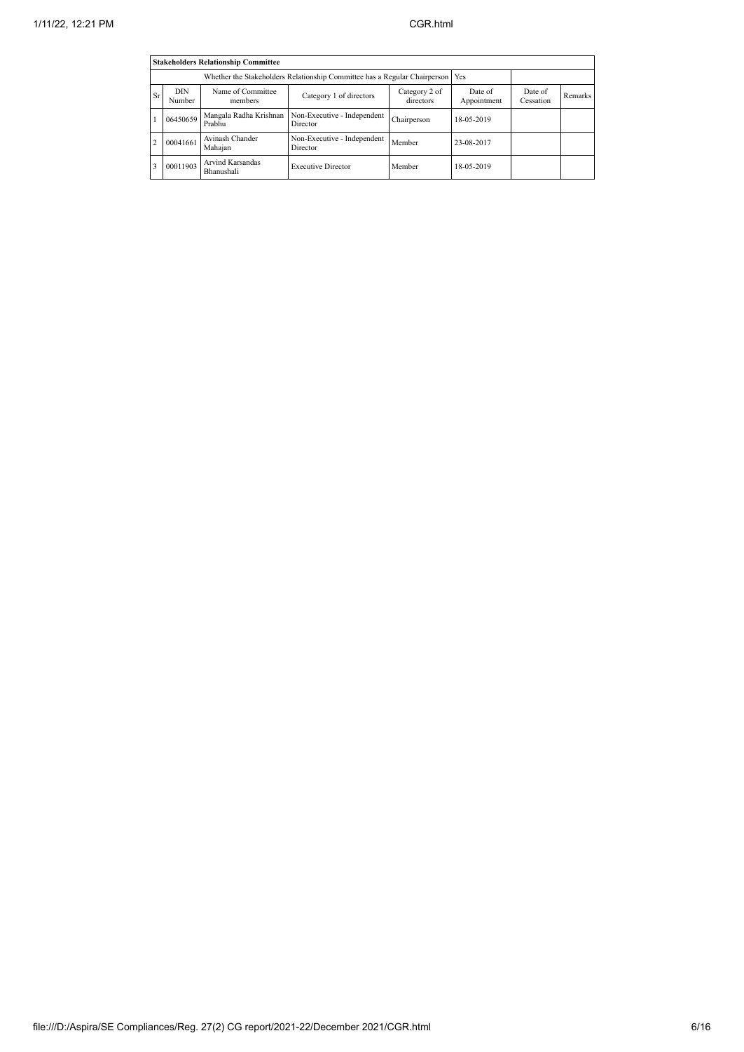| Stakeholders Relationship Committee | | | | | | | |
|---|---|---|---|---|---|---|---|
| Whether the Stakeholders Relationship Committee has a Regular Chairperson | | | | | Yes | | |
| Sr | DIN Number | Name of Committee members | Category 1 of directors | Category 2 of directors | Date of Appointment | Date of Cessation | Remarks |
| 1 | 06450659 | Mangala Radha Krishnan Prabhu | Non-Executive - Independent Director | Chairperson | 18-05-2019 | | |
| 2 | 00041661 | Avinash Chander Mahajan | Non-Executive - Independent Director | Member | 23-08-2017 | | |
| 3 | 00011903 | Arvind Karsandas Bhanushali | Executive Director | Member | 18-05-2019 | | |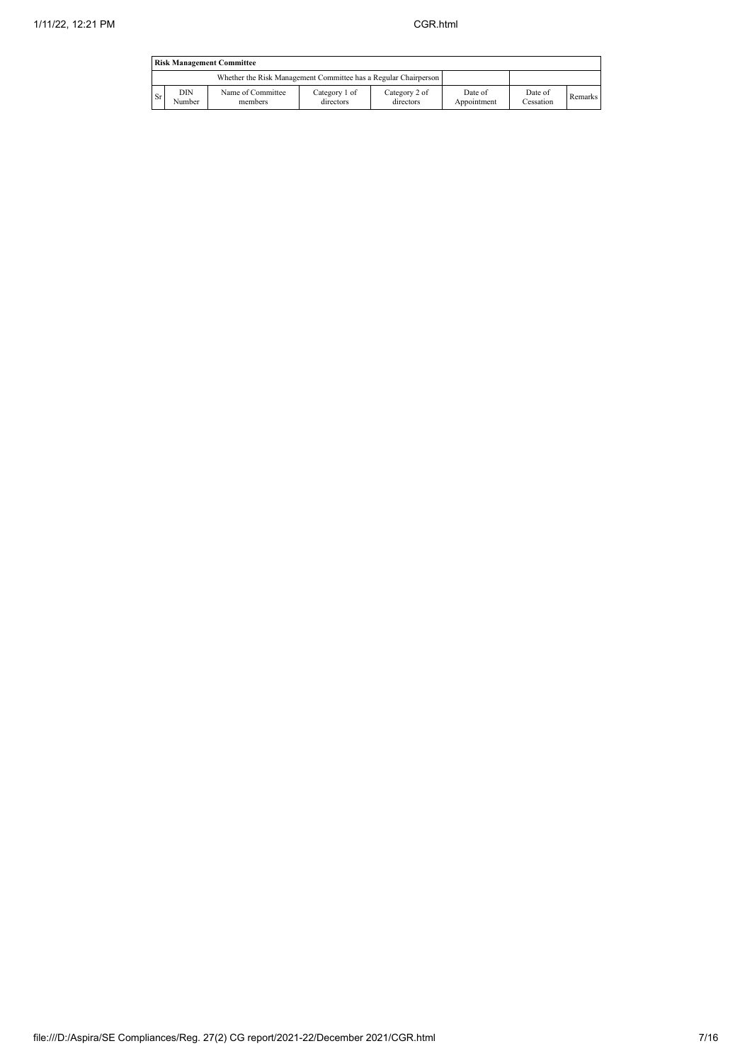| Risk Management Committee | | | | | | | |
|---|---|---|---|---|---|---|---|
| Whether the Risk Management Committee has a Regular Chairperson | | | | | | | |
| Sr | DIN Number | Name of Committee members | Category 1 of directors | Category 2 of directors | Date of Appointment | Date of Cessation | Remarks |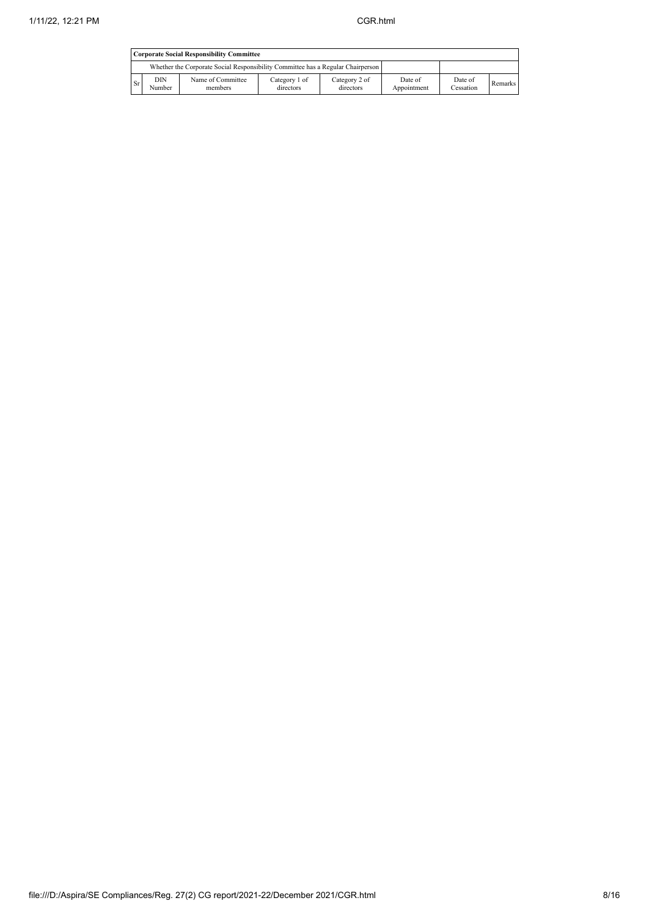| Corporate Social Responsibility Committee | | | | | | | |
|---|---|---|---|---|---|---|---|
| Whether the Corporate Social Responsibility Committee has a Regular Chairperson | | | | | | | |
| Sr | DIN Number | Name of Committee members | Category 1 of directors | Category 2 of directors | Date of Appointment | Date of Cessation | Remarks |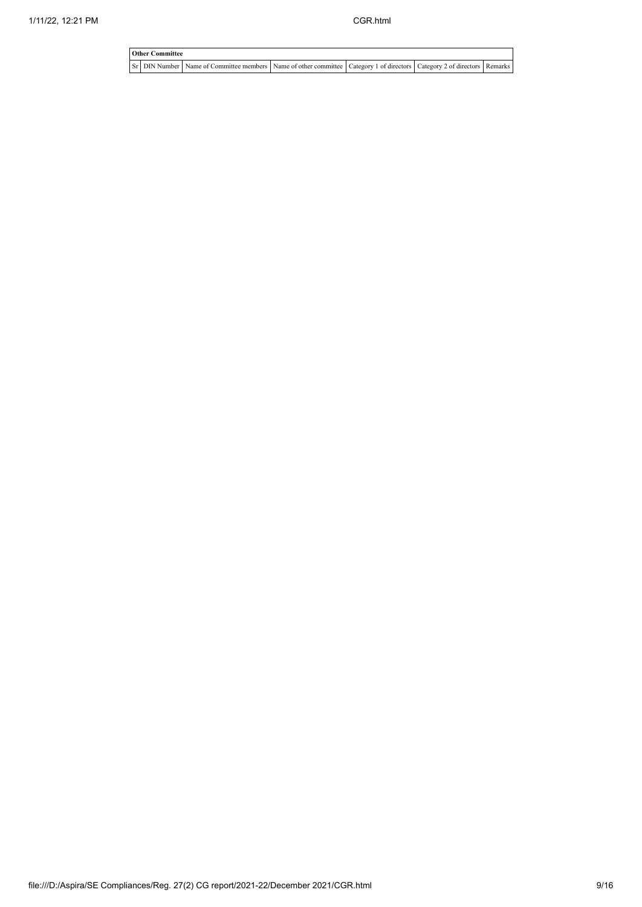| Other Committee | | | | | | |
|---|---|---|---|---|---|---|
| Sr | DIN Number | Name of Committee members | Name of other committee | Category 1 of directors | Category 2 of directors | Remarks |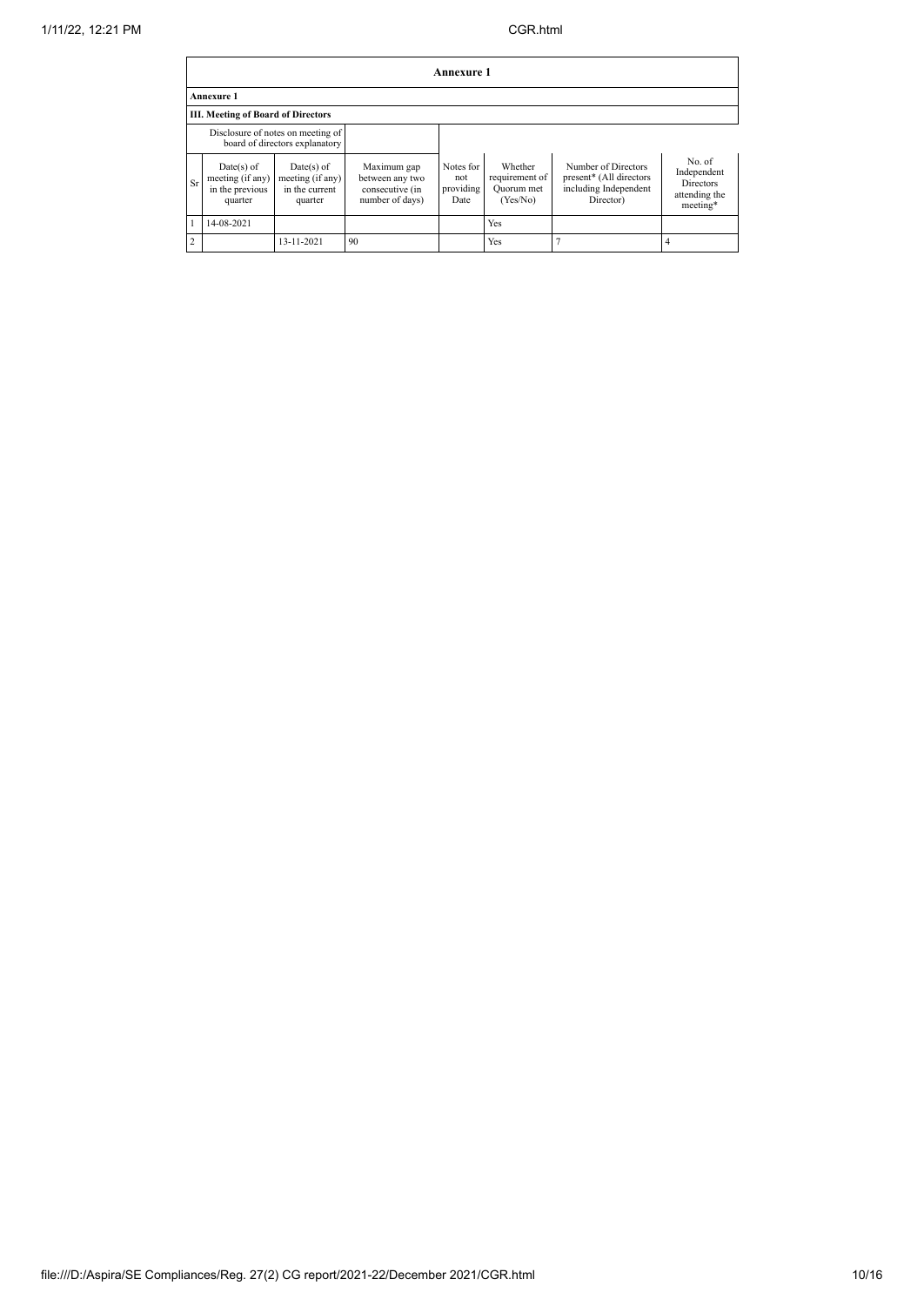## Annexure 1

### Annexure 1

### III. Meeting of Board of Directors

| Disclosure of notes on meeting of board of directors explanatory | | | | | | | |
|---|---|---|---|---|---|---|---|
| Sr | Date(s) of meeting (if any) in the previous quarter | Date(s) of meeting (if any) in the current quarter | Maximum gap between any two consecutive (in number of days) | Notes for not providing Date | Whether requirement of Quorum met (Yes/No) | Number of Directors present* (All directors including Independent Director) | No. of Independent Directors attending the meeting* |
| 1 | 14-08-2021 | | | | Yes | | |
| 2 | | 13-11-2021 | 90 | | Yes | 7 | 4 |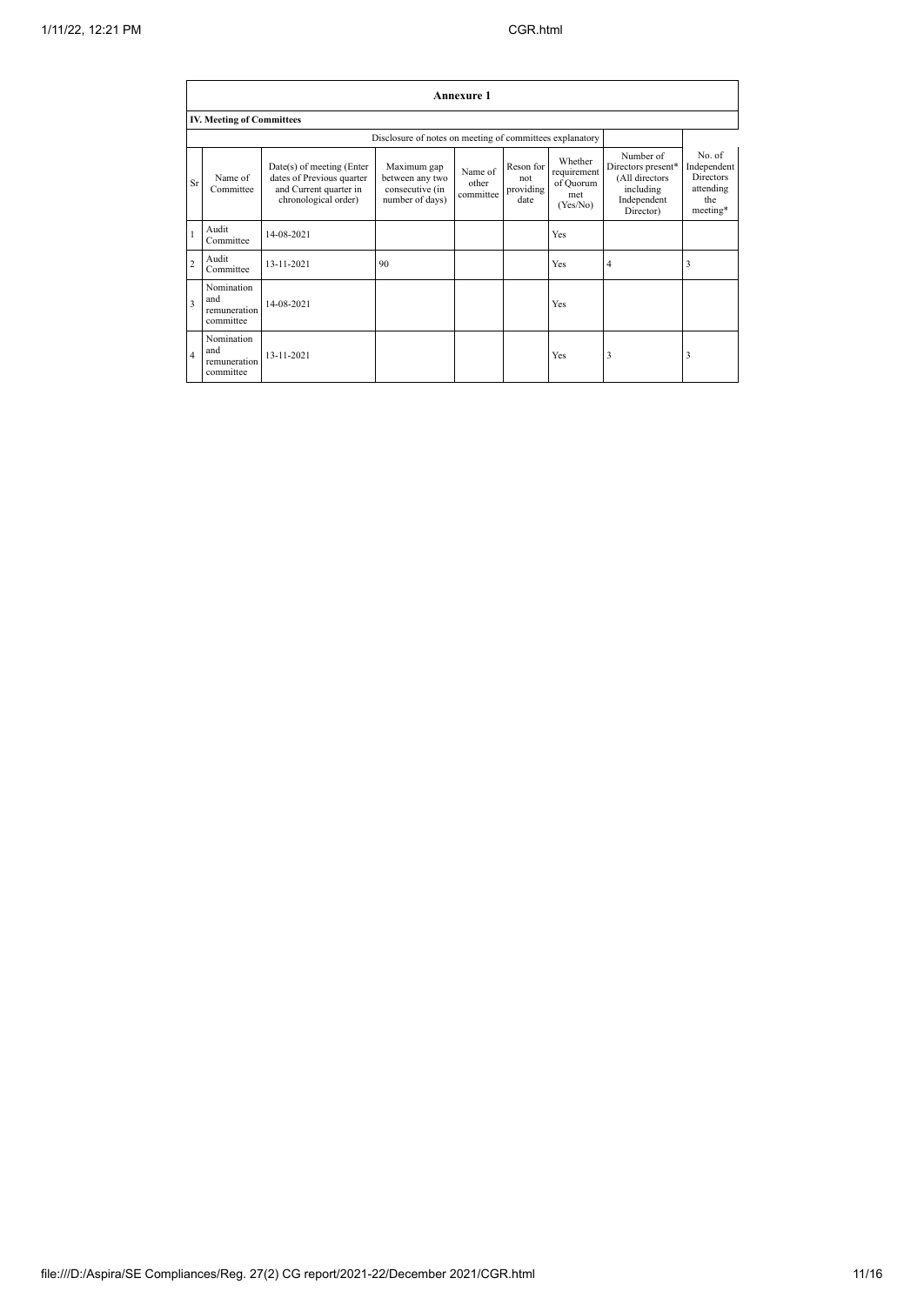| Annexure 1 | | | | | | | | |
|---|---|---|---|---|---|---|---|---|
| **IV. Meeting of Committees** | | | | | | | | |
| | | Disclosure of notes on meeting of committees explanatory | | | | | | |
| Sr | Name of Committee | Date(s) of meeting (Enter dates of Previous quarter and Current quarter in chronological order) | Maximum gap between any two consecutive (in number of days) | Name of other committee | Reson for not providing date | Whether requirement of Quorum met (Yes/No) | Number of Directors present* (All directors including Independent Director) | No. of Independent Directors attending the meeting* |
| 1 | Audit Committee | 14-08-2021 | | | | Yes | | |
| 2 | Audit Committee | 13-11-2021 | 90 | | | Yes | 4 | 3 |
| 3 | Nomination and remuneration committee | 14-08-2021 | | | | Yes | | |
| 4 | Nomination and remuneration committee | 13-11-2021 | | | | Yes | 3 | 3 |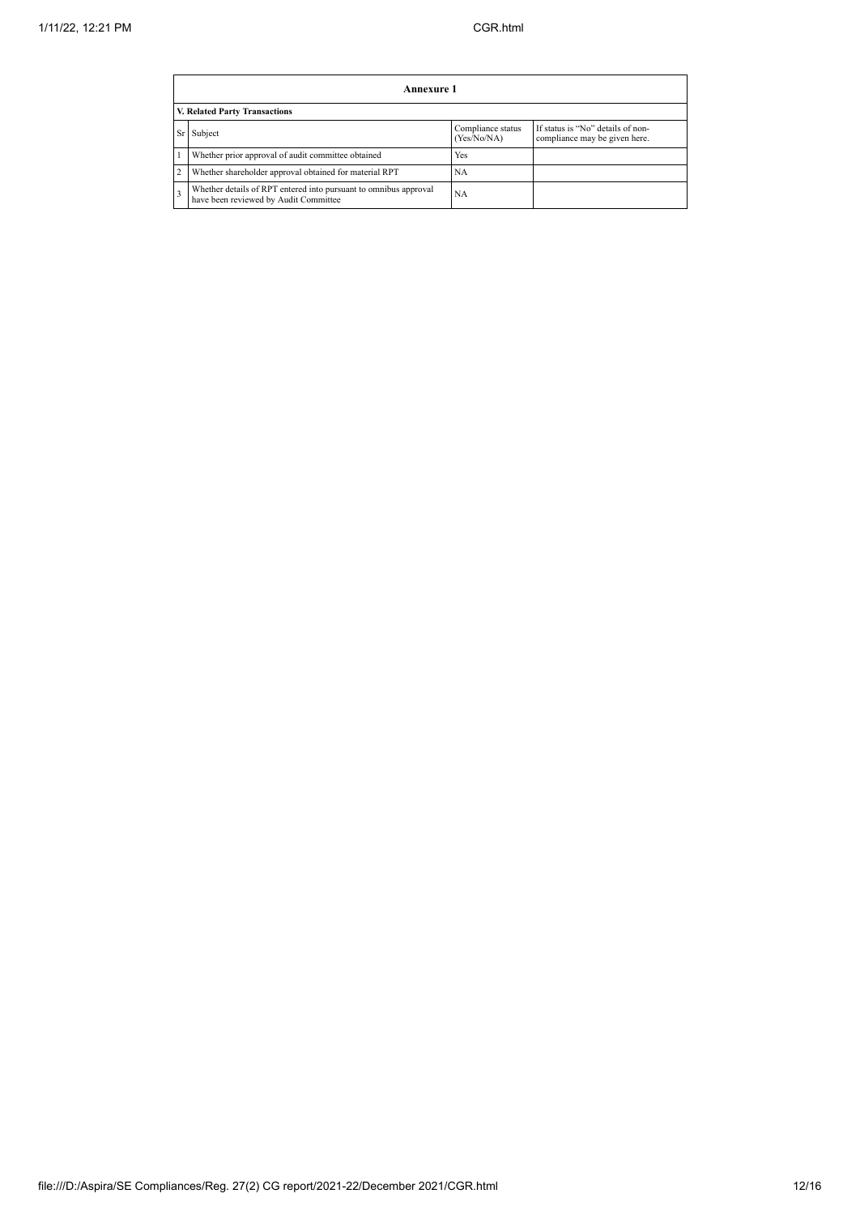| Annexure 1 | | | |
|---|---|---|---|
| **V. Related Party Transactions** | | | |
| Sr | Subject | Compliance status (Yes/No/NA) | If status is "No" details of non-compliance may be given here. |
| 1 | Whether prior approval of audit committee obtained | Yes | |
| 2 | Whether shareholder approval obtained for material RPT | NA | |
| 3 | Whether details of RPT entered into pursuant to omnibus approval have been reviewed by Audit Committee | NA | |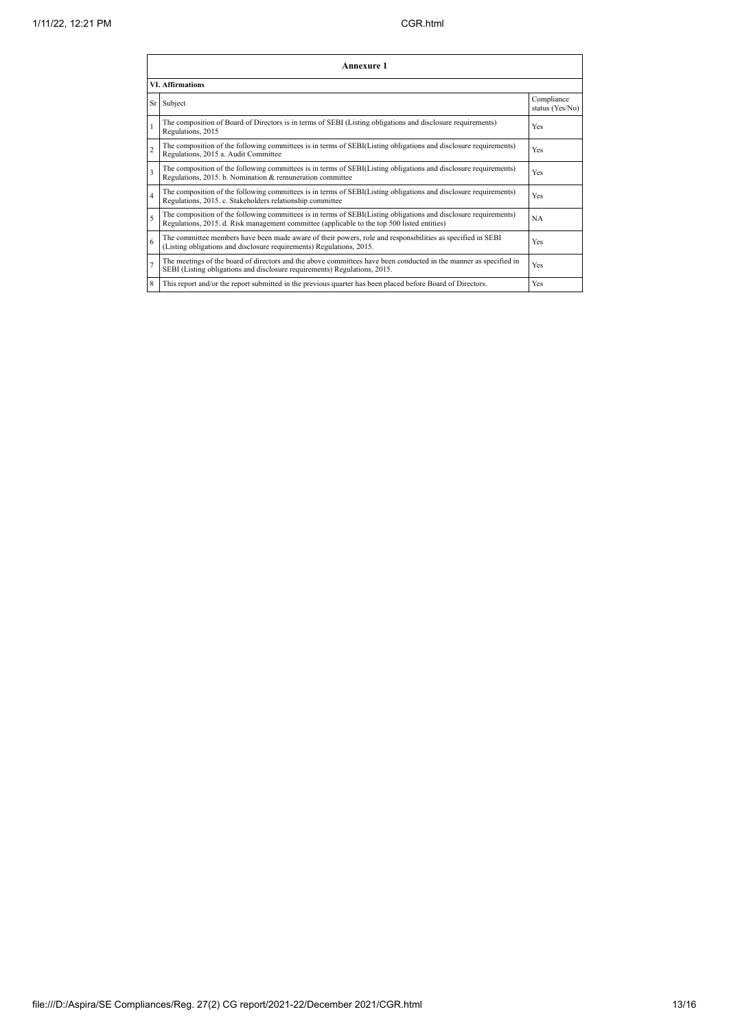| Annexure 1 | | |
|---|---|---|
| **VI. Affirmations** | | |
| Sr | Subject | Compliance status (Yes/No) |
| 1 | The composition of Board of Directors is in terms of SEBI (Listing obligations and disclosure requirements) Regulations, 2015 | Yes |
| 2 | The composition of the following committees is in terms of SEBI(Listing obligations and disclosure requirements) Regulations, 2015 a. Audit Committee | Yes |
| 3 | The composition of the following committees is in terms of SEBI(Listing obligations and disclosure requirements) Regulations, 2015. b. Nomination & remuneration committee | Yes |
| 4 | The composition of the following committees is in terms of SEBI(Listing obligations and disclosure requirements) Regulations, 2015. c. Stakeholders relationship committee | Yes |
| 5 | The composition of the following committees is in terms of SEBI(Listing obligations and disclosure requirements) Regulations, 2015. d. Risk management committee (applicable to the top 500 listed entities) | NA |
| 6 | The committee members have been made aware of their powers, role and responsibilities as specified in SEBI (Listing obligations and disclosure requirements) Regulations, 2015. | Yes |
| 7 | The meetings of the board of directors and the above committees have been conducted in the manner as specified in SEBI (Listing obligations and disclosure requirements) Regulations, 2015. | Yes |
| 8 | This report and/or the report submitted in the previous quarter has been placed before Board of Directors. | Yes |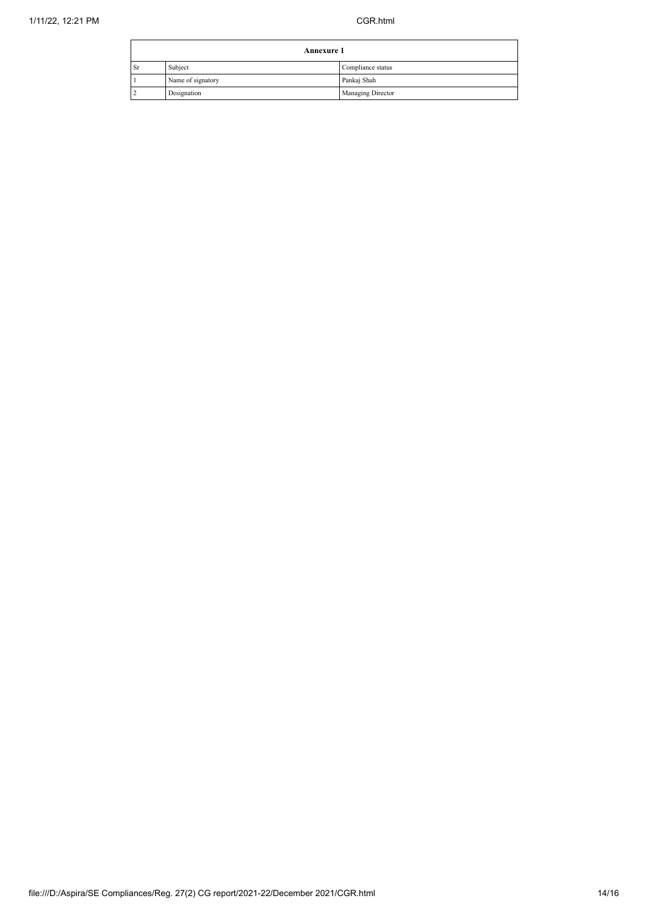| Annexure 1 | | |
|---|---|---|
| Sr | Subject | Compliance status |
| 1 | Name of signatory | Pankaj Shah |
| 2 | Designation | Managing Director |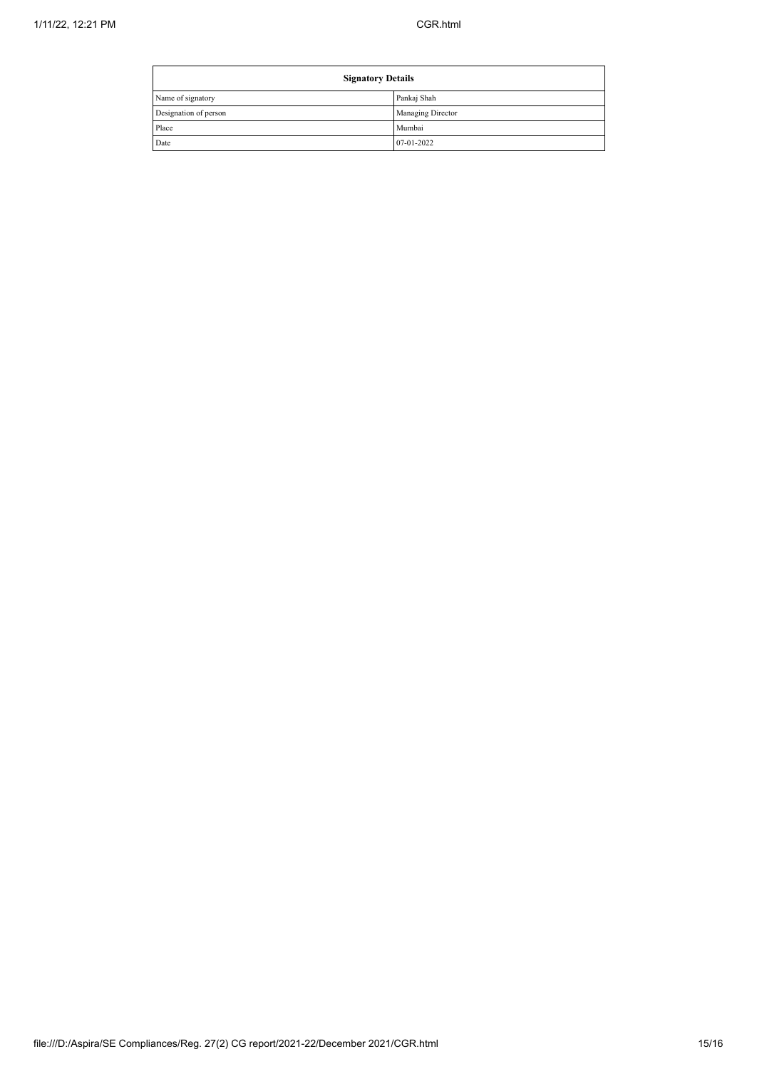| Signatory Details | |
|---|---|
| Name of signatory | Pankaj Shah |
| Designation of person | Managing Director |
| Place | Mumbai |
| Date | 07-01-2022 |